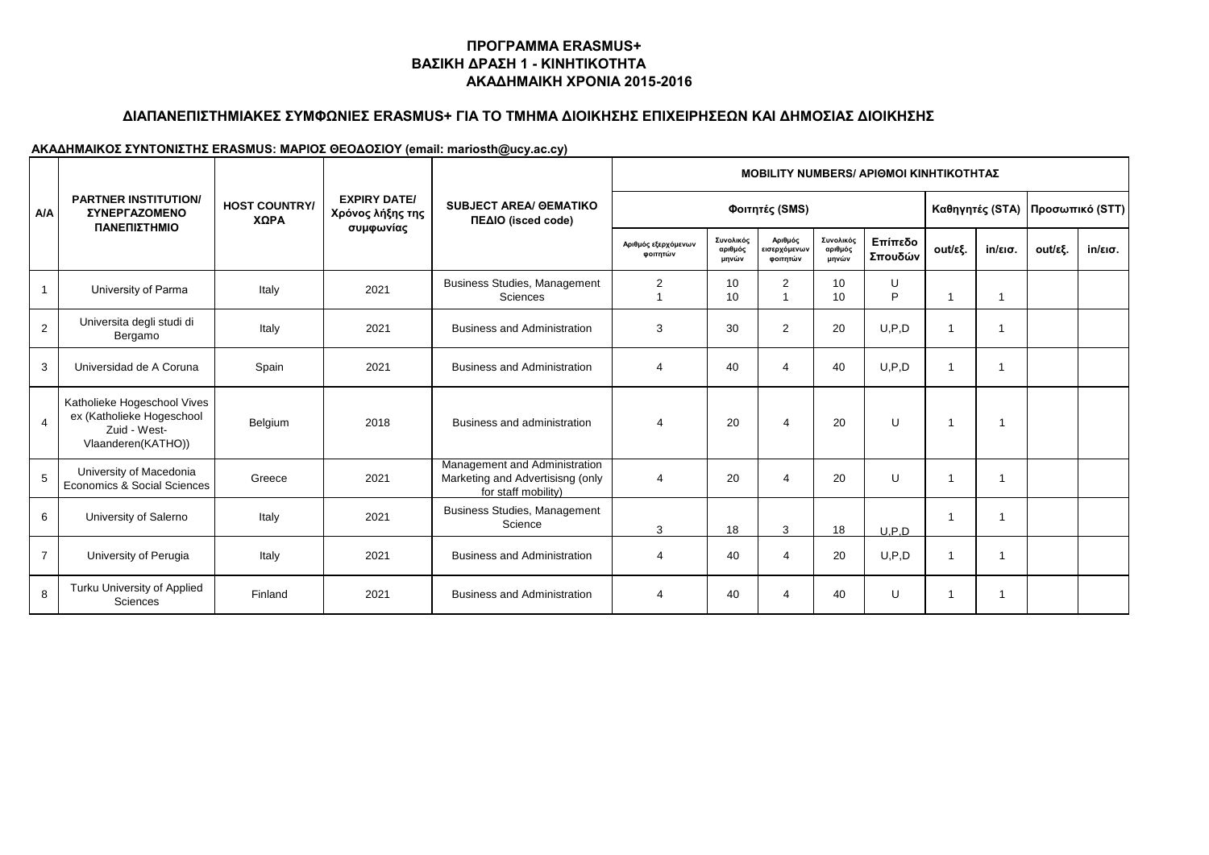# ΠΡΟΓΡΑΜΜΑ ERASMUS+
## ΒΑΣΙΚΗ ΔΡΑΣΗ 1 - ΚΙΝΗΤΙΚΟΤΗΤΑ
## ΑΚΑΔΗΜΑΙΚΗ ΧΡΟΝΙΑ 2015-2016

### ΔΙΑΠΑΝΕΠΙΣΤΗΜΙΑΚΕΣ ΣΥΜΦΩΝΙΕΣ ERASMUS+ ΓΙΑ ΤΟ ΤΜΗΜΑ ΔΙΟΙΚΗΣΗΣ ΕΠΙΧΕΙΡΗΣΕΩΝ ΚΑΙ ΔΗΜΟΣΙΑΣ ΔΙΟΙΚΗΣΗΣ

**ΑΚΑΔΗΜΑΙΚΟΣ ΣΥΝΤΟΝΙΣΤΗΣ ERASMUS: ΜΑΡΙΟΣ ΘΕΟΔΟΣΙΟΥ (email: mariosth@ucy.ac.cy)**

| A/A | PARTNER INSTITUTION/ ΣΥΝΕΡΓΑΖΟΜΕΝΟ ΠΑΝΕΠΙΣΤΗΜΙΟ | HOST COUNTRY/ ΧΩΡΑ | EXPIRY DATE/ Χρόνος λήξης της συμφωνίας | SUBJECT AREA/ ΘΕΜΑΤΙΚΟ ΠΕΔΙΟ (isced code) | MOBILITY NUMBERS/ ΑΡΙΘΜΟΙ ΚΙΝΗΤΙΚΟΤΗΤΑΣ | | | | | | | | |
|---|---|---|---|---|---|---|---|---|---|---|---|---|---|
| | | | | | Φοιτητές (SMS) | | | | | Καθηγητές (STA) | | Προσωπικό (STT) | |
| | | | | | Αριθμός εξερχόμενων φοιτητών | Συνολικός αριθμός μηνών | Αριθμός εισερχόμενων φοιτητών | Συνολικός αριθμός μηνών | Επίπεδο Σπουδών | out/εξ. | in/εισ. | out/εξ. | in/εισ. |
| 1 | University of Parma | Italy | 2021 | Business Studies, Management Sciences | 2<br>1 | 10<br>10 | 2<br>1 | 10<br>10 | U<br>P | 1 | 1 | | |
| 2 | Universita degli studi di Bergamo | Italy | 2021 | Business and Administration | 3 | 30 | 2 | 20 | U,P,D | 1 | 1 | | |
| 3 | Universidad de A Coruna | Spain | 2021 | Business and Administration | 4 | 40 | 4 | 40 | U,P,D | 1 | 1 | | |
| 4 | Katholieke Hogeschool Vives ex (Katholieke Hogeschool Zuid - West-Vlaanderen(KATHO)) | Belgium | 2018 | Business and administration | 4 | 20 | 4 | 20 | U | 1 | 1 | | |
| 5 | University of Macedonia Economics & Social Sciences | Greece | 2021 | Management and Administration Marketing and Advertisisng (only for staff mobility) | 4 | 20 | 4 | 20 | U | 1 | 1 | | |
| 6 | University of Salerno | Italy | 2021 | Business Studies, Management Science | 3 | 18 | 3 | 18 | U,P,D | 1 | 1 | | |
| 7 | University of Perugia | Italy | 2021 | Business and Administration | 4 | 40 | 4 | 20 | U,P,D | 1 | 1 | | |
| 8 | Turku University of Applied Sciences | Finland | 2021 | Business and Administration | 4 | 40 | 4 | 40 | U | 1 | 1 | | |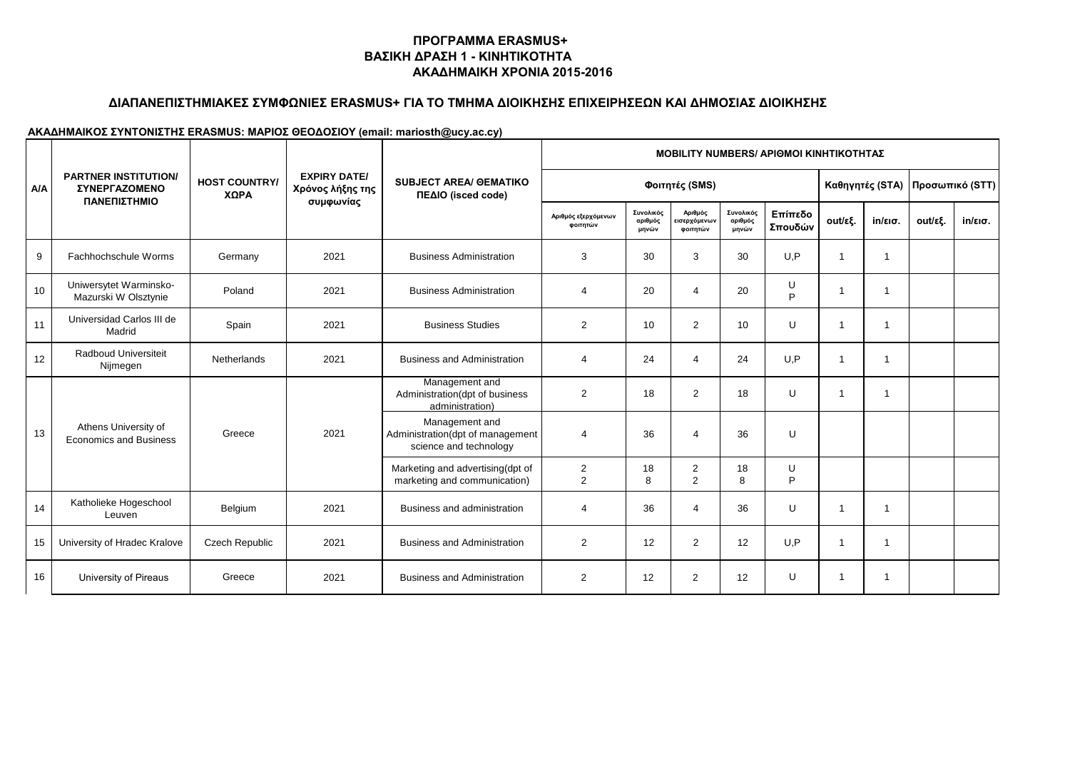**ΠΡΟΓΡΑΜΜΑ ERASMUS+**
**ΒΑΣΙΚΗ ΔΡΑΣΗ 1 - ΚΙΝΗΤΙΚΟΤΗΤΑ**
**ΑΚΑΔΗΜΑΙΚΗ ΧΡΟΝΙΑ 2015-2016**

## ΔΙΑΠΑΝΕΠΙΣΤΗΜΙΑΚΕΣ ΣΥΜΦΩΝΙΕΣ ERASMUS+ ΓΙΑ ΤΟ ΤΜΗΜΑ ΔΙΟΙΚΗΣΗΣ ΕΠΙΧΕΙΡΗΣΕΩΝ ΚΑΙ ΔΗΜΟΣΙΑΣ ΔΙΟΙΚΗΣΗΣ

**ΑΚΑΔΗΜΑΙΚΟΣ ΣΥΝΤΟΝΙΣΤΗΣ ERASMUS: ΜΑΡΙΟΣ ΘΕΟΔΟΣΙΟΥ (email: mariosth@ucy.ac.cy)**

| A/A | PARTNER INSTITUTION/ ΣΥΝΕΡΓΑΖΟΜΕΝΟ ΠΑΝΕΠΙΣΤΗΜΙΟ | HOST COUNTRY/ ΧΩΡΑ | EXPIRY DATE/ Χρόνος λήξης της συμφωνίας | SUBJECT AREA/ ΘΕΜΑΤΙΚΟ ΠΕΔΙΟ (isced code) | MOBILITY NUMBERS/ ΑΡΙΘΜΟΙ ΚΙΝΗΤΙΚΟΤΗΤΑΣ | | | | | | | | |
|---|---|---|---|---|---|---|---|---|---|---|---|---|---|
| | | | | | Φοιτητές (SMS) | | | | | Καθηγητές (STA) | | Προσωπικό (STT) | |
| | | | | | Αριθμός εξερχόμενων φοιτητών | Συνολικός αριθμός μηνών | Αριθμός εισερχόμενων φοιτητών | Συνολικός αριθμός μηνών | Επίπεδο Σπουδών | out/εξ. | in/εισ. | out/εξ. | in/εισ. |
| 9 | Fachhochschule Worms | Germany | 2021 | Business Administration | 3 | 30 | 3 | 30 | U,P | 1 | 1 | | |
| 10 | Uniwersytet Warminsko-Mazurski W Olsztynie | Poland | 2021 | Business Administration | 4 | 20 | 4 | 20 | U P | 1 | 1 | | |
| 11 | Universidad Carlos III de Madrid | Spain | 2021 | Business Studies | 2 | 10 | 2 | 10 | U | 1 | 1 | | |
| 12 | Radboud Universiteit Nijmegen | Netherlands | 2021 | Business and Administration | 4 | 24 | 4 | 24 | U,P | 1 | 1 | | |
| 13 | Athens University of Economics and Business | Greece | 2021 | Management and Administration(dpt of business administration) | 2 | 18 | 2 | 18 | U | 1 | 1 | | |
| | | | | Management and Administration(dpt of management science and technology | 4 | 36 | 4 | 36 | U | | | | |
| | | | | Marketing and advertising(dpt of marketing and communication) | 2 2 | 18 8 | 2 2 | 18 8 | U P | | | | |
| 14 | Katholieke Hogeschool Leuven | Belgium | 2021 | Business and administration | 4 | 36 | 4 | 36 | U | 1 | 1 | | |
| 15 | University of Hradec Kralove | Czech Republic | 2021 | Business and Administration | 2 | 12 | 2 | 12 | U,P | 1 | 1 | | |
| 16 | University of Pireaus | Greece | 2021 | Business and Administration | 2 | 12 | 2 | 12 | U | 1 | 1 | | |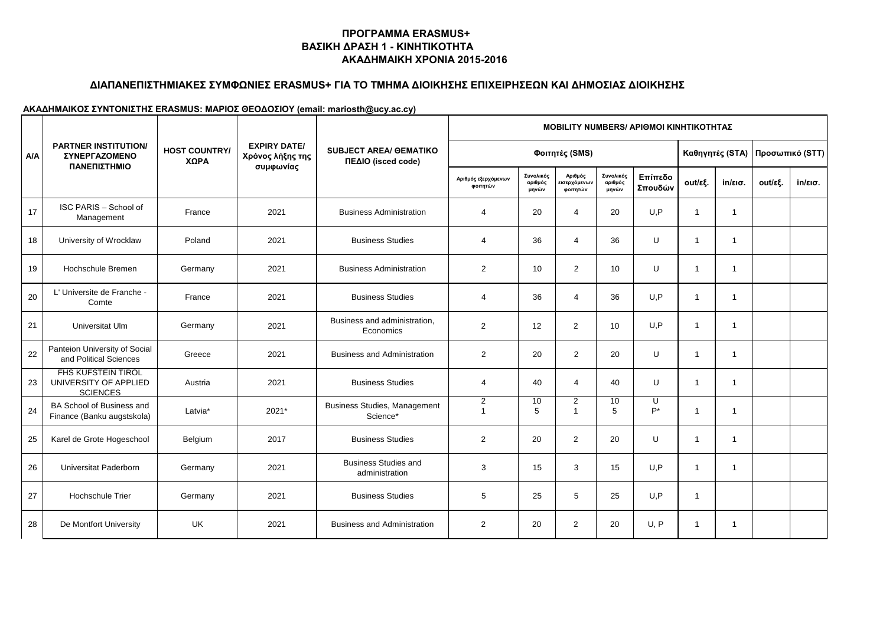**ΠΡΟΓΡΑΜΜΑ ERASMUS+**
**ΒΑΣΙΚΗ ΔΡΑΣΗ 1 - ΚΙΝΗΤΙΚΟΤΗΤΑ**
**ΑΚΑΔΗΜΑΙΚΗ ΧΡΟΝΙΑ 2015-2016**

**ΔΙΑΠΑΝΕΠΙΣΤΗΜΙΑΚΕΣ ΣΥΜΦΩΝΙΕΣ ERASMUS+ ΓΙΑ ΤΟ ΤΜΗΜΑ ΔΙΟΙΚΗΣΗΣ ΕΠΙΧΕΙΡΗΣΕΩΝ ΚΑΙ ΔΗΜΟΣΙΑΣ ΔΙΟΙΚΗΣΗΣ**

**ΑΚΑΔΗΜΑΙΚΟΣ ΣΥΝΤΟΝΙΣΤΗΣ ERASMUS: ΜΑΡΙΟΣ ΘΕΟΔΟΣΙΟΥ (email: mariosth@ucy.ac.cy)**

| A/A | PARTNER INSTITUTION/ ΣΥΝΕΡΓΑΖΟΜΕΝΟ ΠΑΝΕΠΙΣΤΗΜΙΟ | HOST COUNTRY/ ΧΩΡΑ | EXPIRY DATE/ Χρόνος λήξης της συμφωνίας | SUBJECT AREA/ ΘΕΜΑΤΙΚΟ ΠΕΔΙΟ (isced code) | MOBILITY NUMBERS/ ΑΡΙΘΜΟΙ ΚΙΝΗΤΙΚΟΤΗΤΑΣ | | | | | | | | |
|---|---|---|---|---|---|---|---|---|---|---|---|---|---|
| | | | | | Φοιτητές (SMS) | | | | | Καθηγητές (STA) | | Προσωπικό (STT) | |
| | | | | | Αριθμός εξερχόμενων φοιτητών | Συνολικός αριθμός μηνών | Αριθμός εισερχόμενων φοιτητών | Συνολικός αριθμός μηνών | Επίπεδο Σπουδών | out/εξ. | in/εισ. | out/εξ. | in/εισ. |
| 17 | ISC PARIS – School of Management | France | 2021 | Business Administration | 4 | 20 | 4 | 20 | U,P | 1 | 1 | | |
| 18 | University of Wrocklaw | Poland | 2021 | Business Studies | 4 | 36 | 4 | 36 | U | 1 | 1 | | |
| 19 | Hochschule Bremen | Germany | 2021 | Business Administration | 2 | 10 | 2 | 10 | U | 1 | 1 | | |
| 20 | L' Universite de Franche - Comte | France | 2021 | Business Studies | 4 | 36 | 4 | 36 | U,P | 1 | 1 | | |
| 21 | Universitat Ulm | Germany | 2021 | Business and administration, Economics | 2 | 12 | 2 | 10 | U,P | 1 | 1 | | |
| 22 | Panteion University of Social and Political Sciences | Greece | 2021 | Business and Administration | 2 | 20 | 2 | 20 | U | 1 | 1 | | |
| 23 | FHS KUFSTEIN TIROL UNIVERSITY OF APPLIED SCIENCES | Austria | 2021 | Business Studies | 4 | 40 | 4 | 40 | U | 1 | 1 | | |
| 24 | BA School of Business and Finance (Banku augstskola) | Latvia* | 2021* | Business Studies, Management Science* | 2<br>1 | 10<br>5 | 2<br>1 | 10<br>5 | U<br>P* | 1 | 1 | | |
| 25 | Karel de Grote Hogeschool | Belgium | 2017 | Business Studies | 2 | 20 | 2 | 20 | U | 1 | 1 | | |
| 26 | Universitat Paderborn | Germany | 2021 | Business Studies and administration | 3 | 15 | 3 | 15 | U,P | 1 | 1 | | |
| 27 | Hochschule Trier | Germany | 2021 | Business Studies | 5 | 25 | 5 | 25 | U,P | 1 | | | |
| 28 | De Montfort University | UK | 2021 | Business and Administration | 2 | 20 | 2 | 20 | U, P | 1 | 1 | | |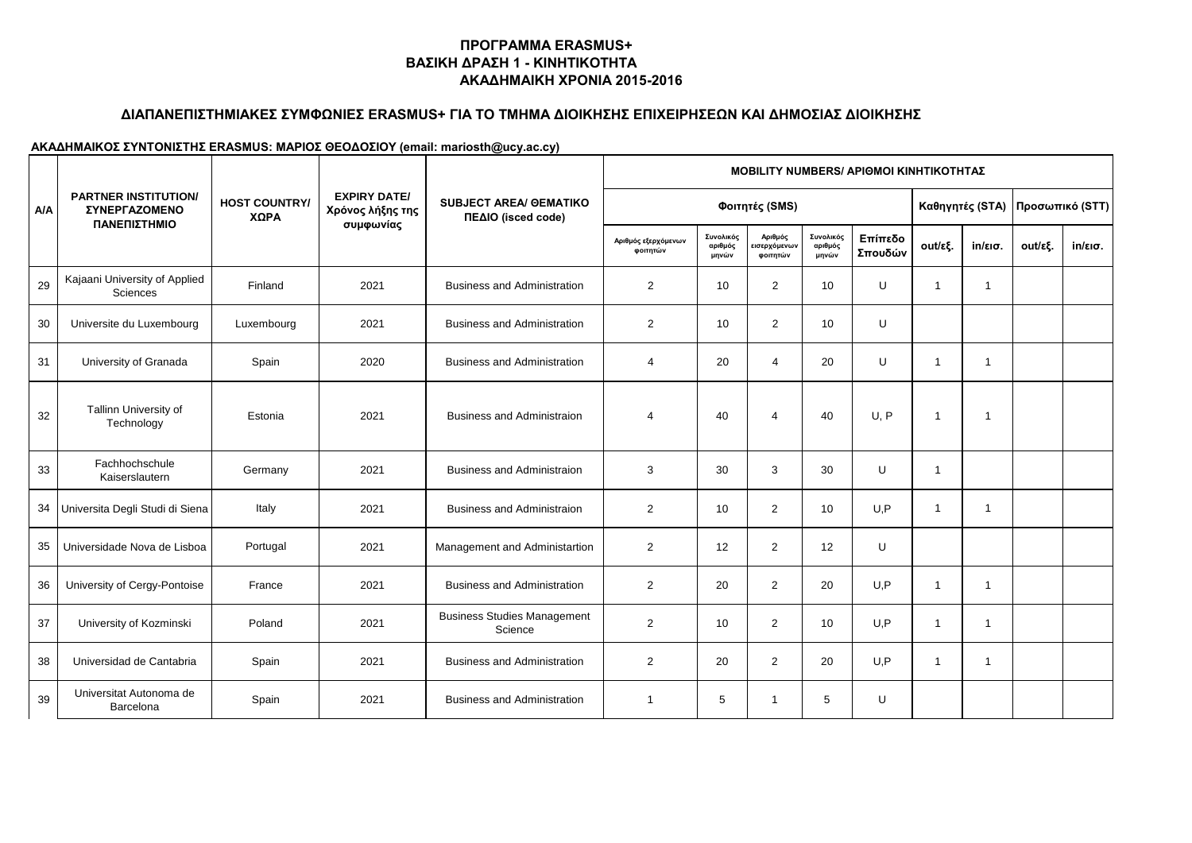# ΠΡΟΓΡΑΜΜΑ ERASMUS+
## ΒΑΣΙΚΗ ΔΡΑΣΗ 1 - ΚΙΝΗΤΙΚΟΤΗΤΑ
## ΑΚΑΔΗΜΑΙΚΗ ΧΡΟΝΙΑ 2015-2016

### ΔΙΑΠΑΝΕΠΙΣΤΗΜΙΑΚΕΣ ΣΥΜΦΩΝΙΕΣ ERASMUS+ ΓΙΑ ΤΟ ΤΜΗΜΑ ΔΙΟΙΚΗΣΗΣ ΕΠΙΧΕΙΡΗΣΕΩΝ ΚΑΙ ΔΗΜΟΣΙΑΣ ΔΙΟΙΚΗΣΗΣ

**ΑΚΑΔΗΜΑΙΚΟΣ ΣΥΝΤΟΝΙΣΤΗΣ ERASMUS: ΜΑΡΙΟΣ ΘΕΟΔΟΣΙΟΥ (email: mariosth@ucy.ac.cy)**

| Α/Α | PARTNER INSTITUTION/ ΣΥΝΕΡΓΑΖΟΜΕΝΟ ΠΑΝΕΠΙΣΤΗΜΙΟ | HOST COUNTRY/ ΧΩΡΑ | EXPIRY DATE/ Χρόνος λήξης της συμφωνίας | SUBJECT AREA/ ΘΕΜΑΤΙΚΟ ΠΕΔΙΟ (isced code) | MOBILITY NUMBERS/ ΑΡΙΘΜΟΙ ΚΙΝΗΤΙΚΟΤΗΤΑΣ | | | | | | | | |
|---|---|---|---|---|---|---|---|---|---|---|---|---|---|
| | | | | | Φοιτητές (SMS) | | | | | Καθηγητές (STA) | | Προσωπικό (STT) | |
| | | | | | Αριθμός εξερχόμενων φοιτητών | Συνολικός αριθμός μηνών | Αριθμός εισερχόμενων φοιτητών | Συνολικός αριθμός μηνών | Επίπεδο Σπουδών | out/εξ. | in/εισ. | out/εξ. | in/εισ. |
| 29 | Kajaani University of Applied Sciences | Finland | 2021 | Business and Administration | 2 | 10 | 2 | 10 | U | 1 | 1 | | |
| 30 | Universite du Luxembourg | Luxembourg | 2021 | Business and Administration | 2 | 10 | 2 | 10 | U | | | | |
| 31 | University of Granada | Spain | 2020 | Business and Administration | 4 | 20 | 4 | 20 | U | 1 | 1 | | |
| 32 | Tallinn University of Technology | Estonia | 2021 | Business and Administraion | 4 | 40 | 4 | 40 | U, P | 1 | 1 | | |
| 33 | Fachhochschule Kaiserslautern | Germany | 2021 | Business and Administraion | 3 | 30 | 3 | 30 | U | 1 | | | |
| 34 | Universita Degli Studi di Siena | Italy | 2021 | Business and Administraion | 2 | 10 | 2 | 10 | U,P | 1 | 1 | | |
| 35 | Universidade Nova de Lisboa | Portugal | 2021 | Management and Administartion | 2 | 12 | 2 | 12 | U | | | | |
| 36 | University of Cergy-Pontoise | France | 2021 | Business and Administration | 2 | 20 | 2 | 20 | U,P | 1 | 1 | | |
| 37 | University of Kozminski | Poland | 2021 | Business Studies Management Science | 2 | 10 | 2 | 10 | U,P | 1 | 1 | | |
| 38 | Universidad de Cantabria | Spain | 2021 | Business and Administration | 2 | 20 | 2 | 20 | U,P | 1 | 1 | | |
| 39 | Universitat Autonoma de Barcelona | Spain | 2021 | Business and Administration | 1 | 5 | 1 | 5 | U | | | | |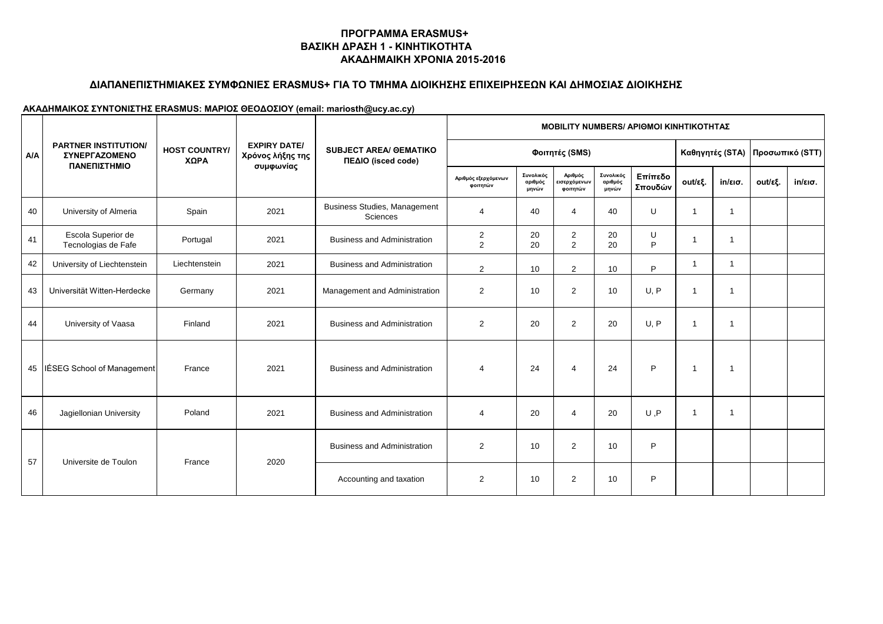# ΠΡΟΓΡΑΜΜΑ ERASMUS+
## ΒΑΣΙΚΗ ΔΡΑΣΗ 1 - ΚΙΝΗΤΙΚΟΤΗΤΑ
## ΑΚΑΔΗΜΑΙΚΗ ΧΡΟΝΙΑ 2015-2016

### ΔΙΑΠΑΝΕΠΙΣΤΗΜΙΑΚΕΣ ΣΥΜΦΩΝΙΕΣ ERASMUS+ ΓΙΑ ΤΟ ΤΜΗΜΑ ΔΙΟΙΚΗΣΗΣ ΕΠΙΧΕΙΡΗΣΕΩΝ ΚΑΙ ΔΗΜΟΣΙΑΣ ΔΙΟΙΚΗΣΗΣ

**ΑΚΑΔΗΜΑΙΚΟΣ ΣΥΝΤΟΝΙΣΤΗΣ ERASMUS: ΜΑΡΙΟΣ ΘΕΟΔΟΣΙΟΥ (email: mariosth@ucy.ac.cy)**

| Α/Α | PARTNER INSTITUTION/ ΣΥΝΕΡΓΑΖΟΜΕΝΟ ΠΑΝΕΠΙΣΤΗΜΙΟ | HOST COUNTRY/ ΧΩΡΑ | EXPIRY DATE/ Χρόνος λήξης της συμφωνίας | SUBJECT AREA/ ΘΕΜΑΤΙΚΟ ΠΕΔΙΟ (isced code) | MOBILITY NUMBERS/ ΑΡΙΘΜΟΙ ΚΙΝΗΤΙΚΟΤΗΤΑΣ | | | | | | | | |
|---|---|---|---|---|---|---|---|---|---|---|---|---|---|
| | | | | | Φοιτητές (SMS) | | | | | Καθηγητές (STA) | | Προσωπικό (STT) | |
| | | | | | Αριθμός εξερχόμενων φοιτητών | Συνολικός αριθμός μηνών | Αριθμός εισερχόμενων φοιτητών | Συνολικός αριθμός μηνών | Επίπεδο Σπουδών | out/εξ. | in/εισ. | out/εξ. | in/εισ. |
| 40 | University of Almeria | Spain | 2021 | Business Studies, Management Sciences | 4 | 40 | 4 | 40 | U | 1 | 1 | | |
| 41 | Escola Superior de Tecnologias de Fafe | Portugal | 2021 | Business and Administration | 2<br>2 | 20<br>20 | 2<br>2 | 20<br>20 | U<br>P | 1 | 1 | | |
| 42 | University of Liechtenstein | Liechtenstein | 2021 | Business and Administration | 2 | 10 | 2 | 10 | P | 1 | 1 | | |
| 43 | Universität Witten-Herdecke | Germany | 2021 | Management and Administration | 2 | 10 | 2 | 10 | U, P | 1 | 1 | | |
| 44 | University of Vaasa | Finland | 2021 | Business and Administration | 2 | 20 | 2 | 20 | U, P | 1 | 1 | | |
| 45 | IÉSEG School of Management | France | 2021 | Business and Administration | 4 | 24 | 4 | 24 | P | 1 | 1 | | |
| 46 | Jagiellonian University | Poland | 2021 | Business and Administration | 4 | 20 | 4 | 20 | U ,P | 1 | 1 | | |
| 57 | Universite de Toulon | France | 2020 | Business and Administration | 2 | 10 | 2 | 10 | P | | | | |
| | | | | Accounting and taxation | 2 | 10 | 2 | 10 | P | | | | |